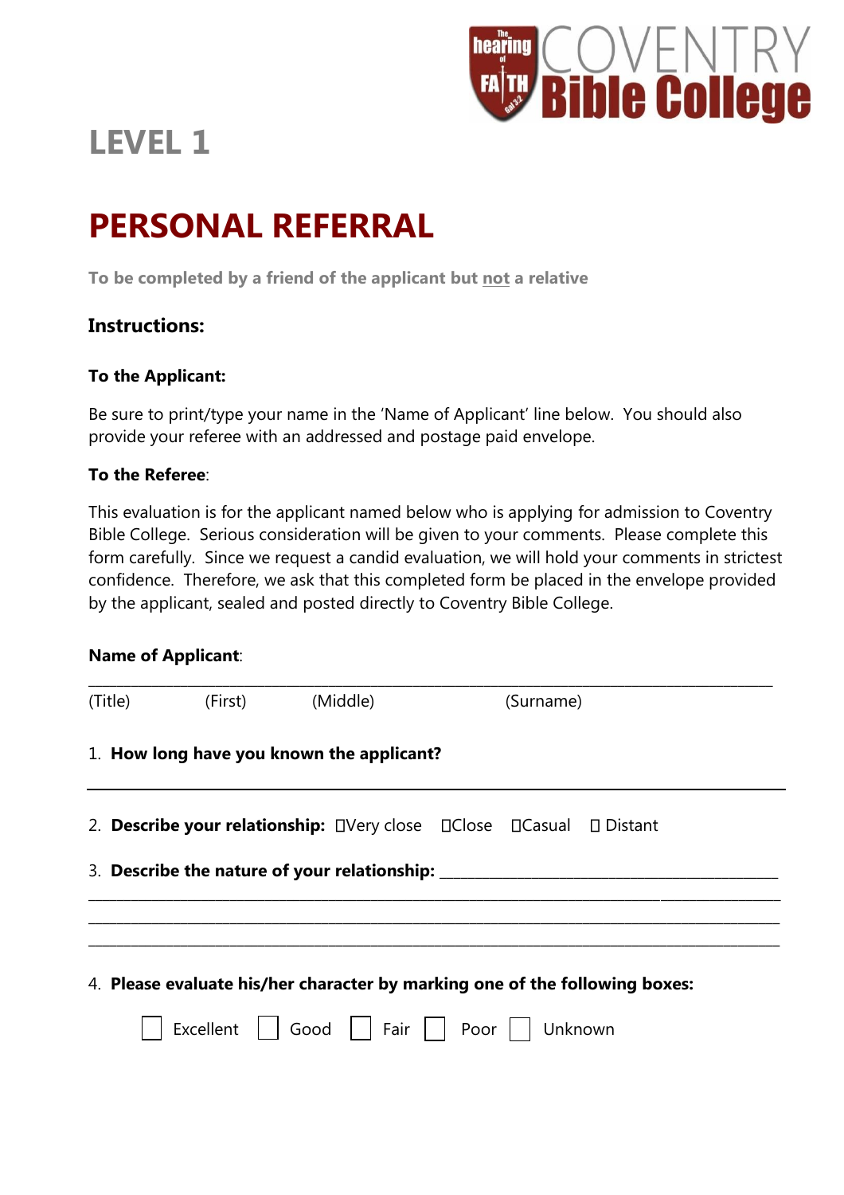COVENTRY **Bible College**

# LEVEL 1

# PERSONAL REFERRAL

**To be completed by a friend of the applicant but not a relative**

### Instructions:

**To the Applicant:**

Be sure to print/type your name in the 'Name of Applicant' line below. You should also provide your referee with an addressed and postage paid envelope.

**To the Referee**:

This evaluation is for the applicant named below who is applying for admission to Coventry Bible College. Serious consideration will be given to your comments. Please complete this form carefully. Since we request a candid evaluation, we will hold your comments in strictest confidence. Therefore, we ask that this completed form be placed in the envelope provided by the applicant, sealed and posted directly to Coventry Bible College.

**Name of Applicant**:

_______________________________________________________________________________

(Title) (First) (Middle) (Surname)

1. **How long have you known the applicant?**

_______________________________________________________________________________

2. **Describe your relationship:** ☐Very close ☐Close ☐Casual ☐ Distant

3. **Describe the nature of your relationship:** ________________________________________

_______________________________________________________________________________

_______________________________________________________________________________

_______________________________________________________________________________

4. **Please evaluate his/her character by marking one of the following boxes:**

☐ Excellent ☐ Good ☐ Fair ☐ Poor ☐ Unknown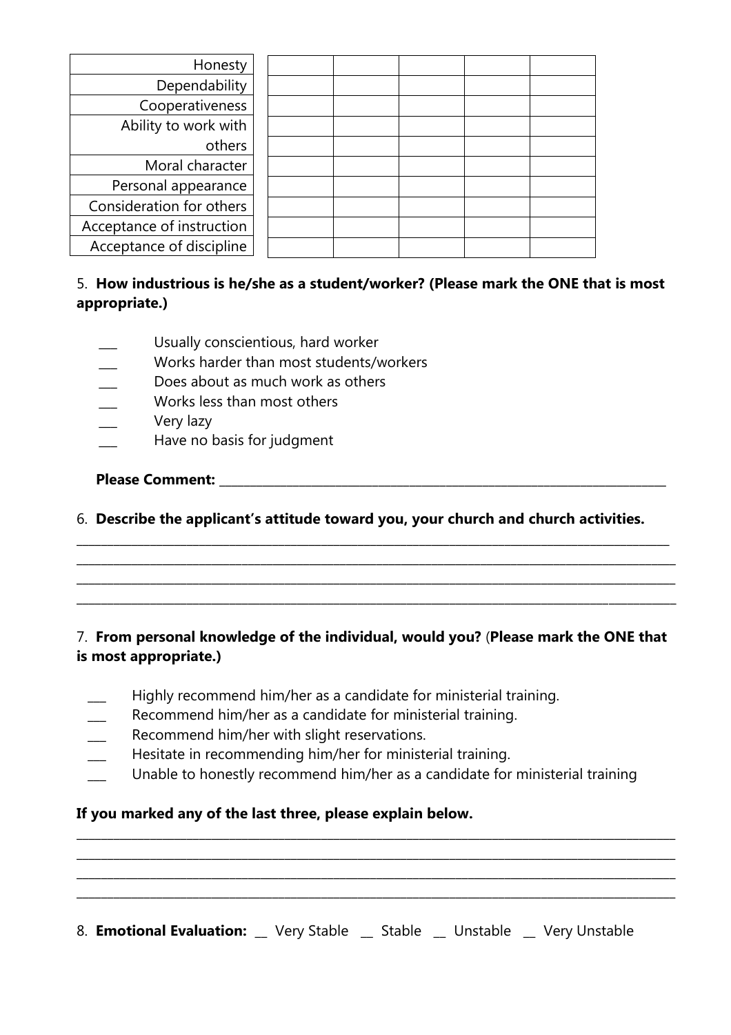| | | | | | |
|---|---|---|---|---|---|
| Honesty | | | | | |
| Dependability | | | | | |
| Cooperativeness | | | | | |
| Ability to work with others | | | | | |
| Moral character | | | | | |
| Personal appearance | | | | | |
| Consideration for others | | | | | |
| Acceptance of instruction | | | | | |
| Acceptance of discipline | | | | | |

5. **How industrious is he/she as a student/worker? (Please mark the ONE that is most appropriate.)**

- ___ Usually conscientious, hard worker
- ___ Works harder than most students/workers
- ___ Does about as much work as others
- ___ Works less than most others
- ___ Very lazy
- ___ Have no basis for judgment

**Please Comment:** ______________________________________________________________________

6. **Describe the applicant's attitude toward you, your church and church activities.**

______________________________________________________________________________________
______________________________________________________________________________________
______________________________________________________________________________________
______________________________________________________________________________________

7. **From personal knowledge of the individual, would you?** (**Please mark the ONE that is most appropriate.)**

- ___ Highly recommend him/her as a candidate for ministerial training.
- ___ Recommend him/her as a candidate for ministerial training.
- ___ Recommend him/her with slight reservations.
- ___ Hesitate in recommending him/her for ministerial training.
- ___ Unable to honestly recommend him/her as a candidate for ministerial training

**If you marked any of the last three, please explain below.**

______________________________________________________________________________________
______________________________________________________________________________________
______________________________________________________________________________________
______________________________________________________________________________________

8. **Emotional Evaluation:** __ Very Stable __ Stable __ Unstable __ Very Unstable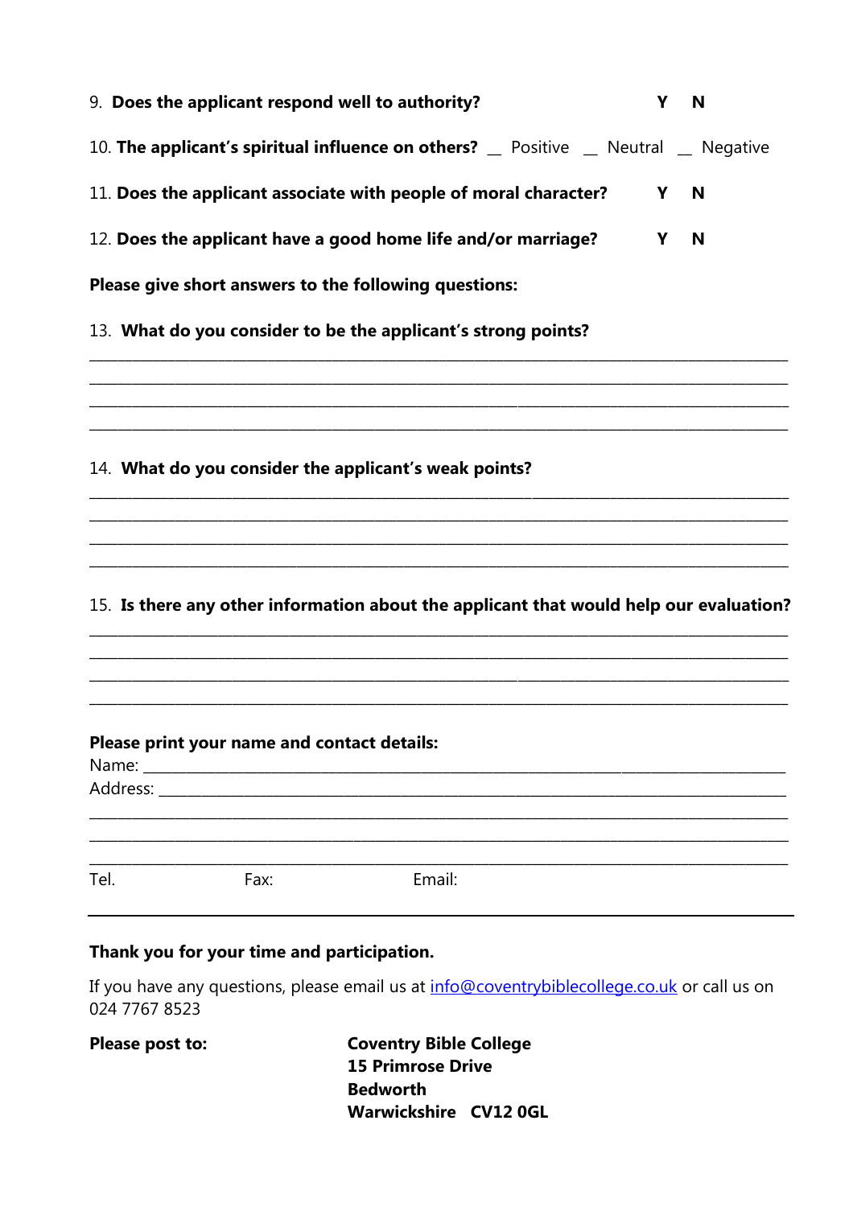9. **Does the applicant respond well to authority?** **Y** **N**

10. **The applicant's spiritual influence on others?** __ Positive __ Neutral __ Negative

11. **Does the applicant associate with people of moral character?** **Y** **N**

12. **Does the applicant have a good home life and/or marriage?** **Y** **N**

**Please give short answers to the following questions:**

13. **What do you consider to be the applicant's strong points?**

______________________________________________________________________________
______________________________________________________________________________
______________________________________________________________________________
______________________________________________________________________________

14. **What do you consider the applicant's weak points?**

______________________________________________________________________________
______________________________________________________________________________
______________________________________________________________________________
______________________________________________________________________________

15. **Is there any other information about the applicant that would help our evaluation?**

______________________________________________________________________________
______________________________________________________________________________
______________________________________________________________________________
______________________________________________________________________________

**Please print your name and contact details:**

Name: ________________________________________________________________________

Address: ______________________________________________________________________

______________________________________________________________________________
______________________________________________________________________________
______________________________________________________________________________

Tel. Fax: Email:

---

**Thank you for your time and participation.**

If you have any questions, please email us at [info@coventrybiblecollege.co.uk](mailto:info@coventrybiblecollege.co.uk) or call us on 024 7767 8523

**Please post to:**

**Coventry Bible College**
**15 Primrose Drive**
**Bedworth**
**Warwickshire CV12 0GL**